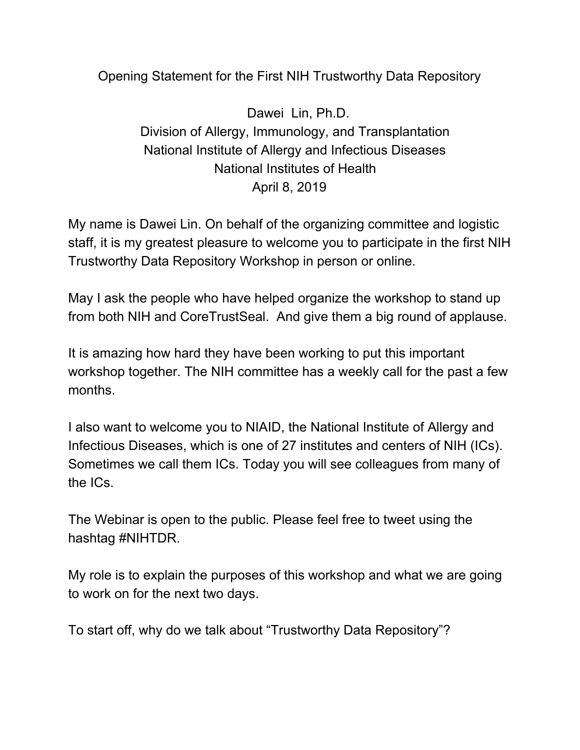# Opening Statement for the First NIH Trustworthy Data Repository

Dawei Lin, Ph.D.
Division of Allergy, Immunology, and Transplantation
National Institute of Allergy and Infectious Diseases
National Institutes of Health
April 8, 2019

My name is Dawei Lin. On behalf of the organizing committee and logistic staff, it is my greatest pleasure to welcome you to participate in the first NIH Trustworthy Data Repository Workshop in person or online.

May I ask the people who have helped organize the workshop to stand up from both NIH and CoreTrustSeal. And give them a big round of applause.

It is amazing how hard they have been working to put this important workshop together. The NIH committee has a weekly call for the past a few months.

I also want to welcome you to NIAID, the National Institute of Allergy and Infectious Diseases, which is one of 27 institutes and centers of NIH (ICs). Sometimes we call them ICs. Today you will see colleagues from many of the ICs.

The Webinar is open to the public. Please feel free to tweet using the hashtag #NIHTDR.

My role is to explain the purposes of this workshop and what we are going to work on for the next two days.

To start off, why do we talk about "Trustworthy Data Repository"?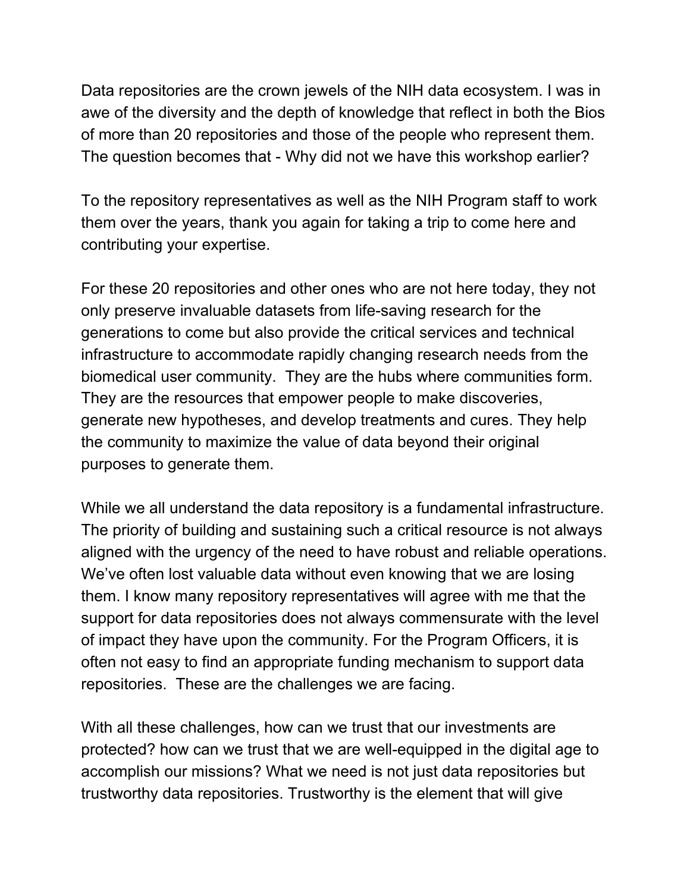Data repositories are the crown jewels of the NIH data ecosystem. I was in awe of the diversity and the depth of knowledge that reflect in both the Bios of more than 20 repositories and those of the people who represent them. The question becomes that - Why did not we have this workshop earlier?

To the repository representatives as well as the NIH Program staff to work them over the years, thank you again for taking a trip to come here and contributing your expertise.

For these 20 repositories and other ones who are not here today, they not only preserve invaluable datasets from life-saving research for the generations to come but also provide the critical services and technical infrastructure to accommodate rapidly changing research needs from the biomedical user community.  They are the hubs where communities form. They are the resources that empower people to make discoveries, generate new hypotheses, and develop treatments and cures. They help the community to maximize the value of data beyond their original purposes to generate them.

While we all understand the data repository is a fundamental infrastructure. The priority of building and sustaining such a critical resource is not always aligned with the urgency of the need to have robust and reliable operations. We've often lost valuable data without even knowing that we are losing them. I know many repository representatives will agree with me that the support for data repositories does not always commensurate with the level of impact they have upon the community. For the Program Officers, it is often not easy to find an appropriate funding mechanism to support data repositories.  These are the challenges we are facing.

With all these challenges, how can we trust that our investments are protected? how can we trust that we are well-equipped in the digital age to accomplish our missions? What we need is not just data repositories but trustworthy data repositories. Trustworthy is the element that will give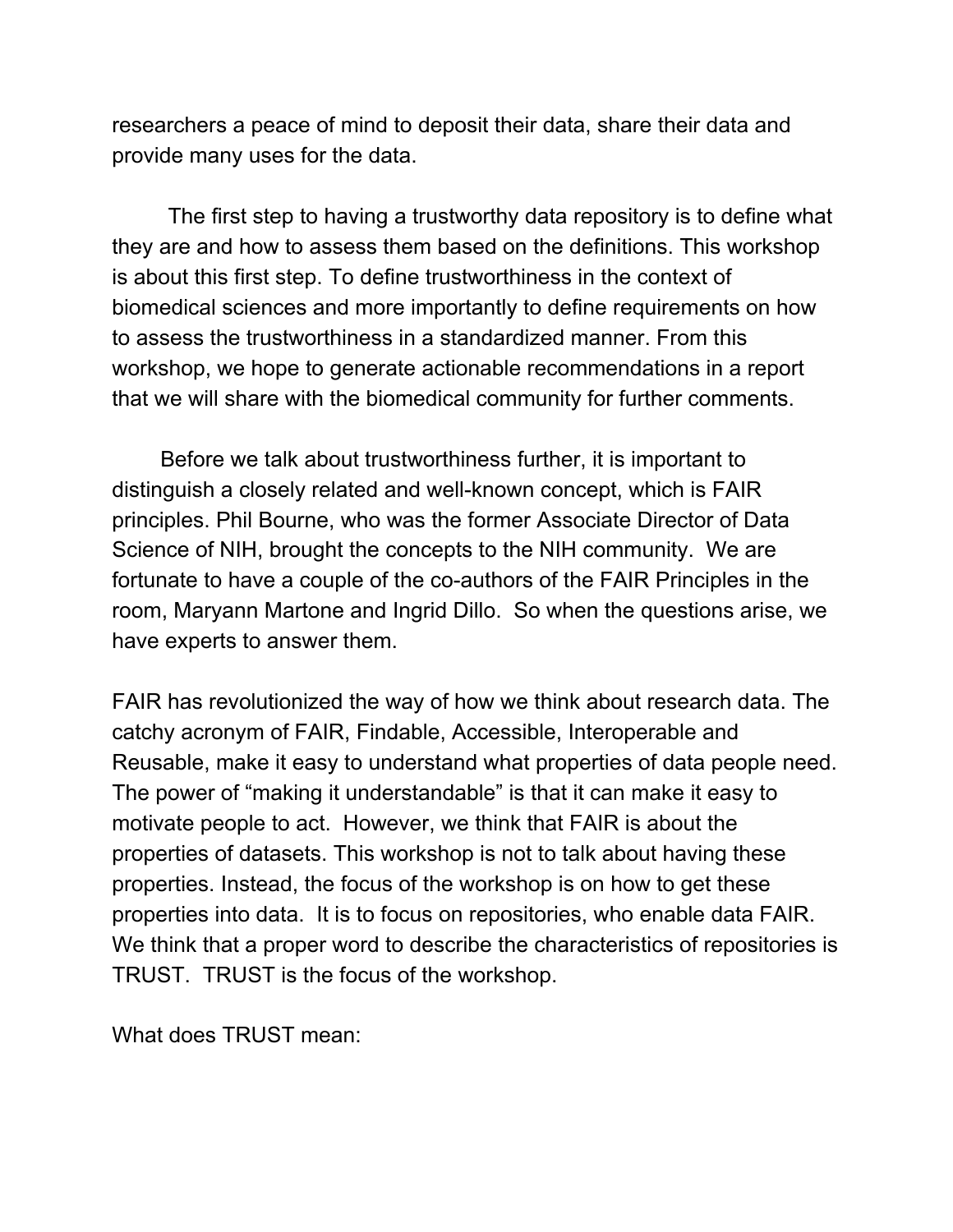researchers a peace of mind to deposit their data, share their data and provide many uses for the data.

The first step to having a trustworthy data repository is to define what they are and how to assess them based on the definitions. This workshop is about this first step. To define trustworthiness in the context of biomedical sciences and more importantly to define requirements on how to assess the trustworthiness in a standardized manner. From this workshop, we hope to generate actionable recommendations in a report that we will share with the biomedical community for further comments.

Before we talk about trustworthiness further, it is important to distinguish a closely related and well-known concept, which is FAIR principles. Phil Bourne, who was the former Associate Director of Data Science of NIH, brought the concepts to the NIH community. We are fortunate to have a couple of the co-authors of the FAIR Principles in the room, Maryann Martone and Ingrid Dillo. So when the questions arise, we have experts to answer them.

FAIR has revolutionized the way of how we think about research data. The catchy acronym of FAIR, Findable, Accessible, Interoperable and Reusable, make it easy to understand what properties of data people need. The power of "making it understandable" is that it can make it easy to motivate people to act. However, we think that FAIR is about the properties of datasets. This workshop is not to talk about having these properties. Instead, the focus of the workshop is on how to get these properties into data. It is to focus on repositories, who enable data FAIR. We think that a proper word to describe the characteristics of repositories is TRUST. TRUST is the focus of the workshop.

What does TRUST mean: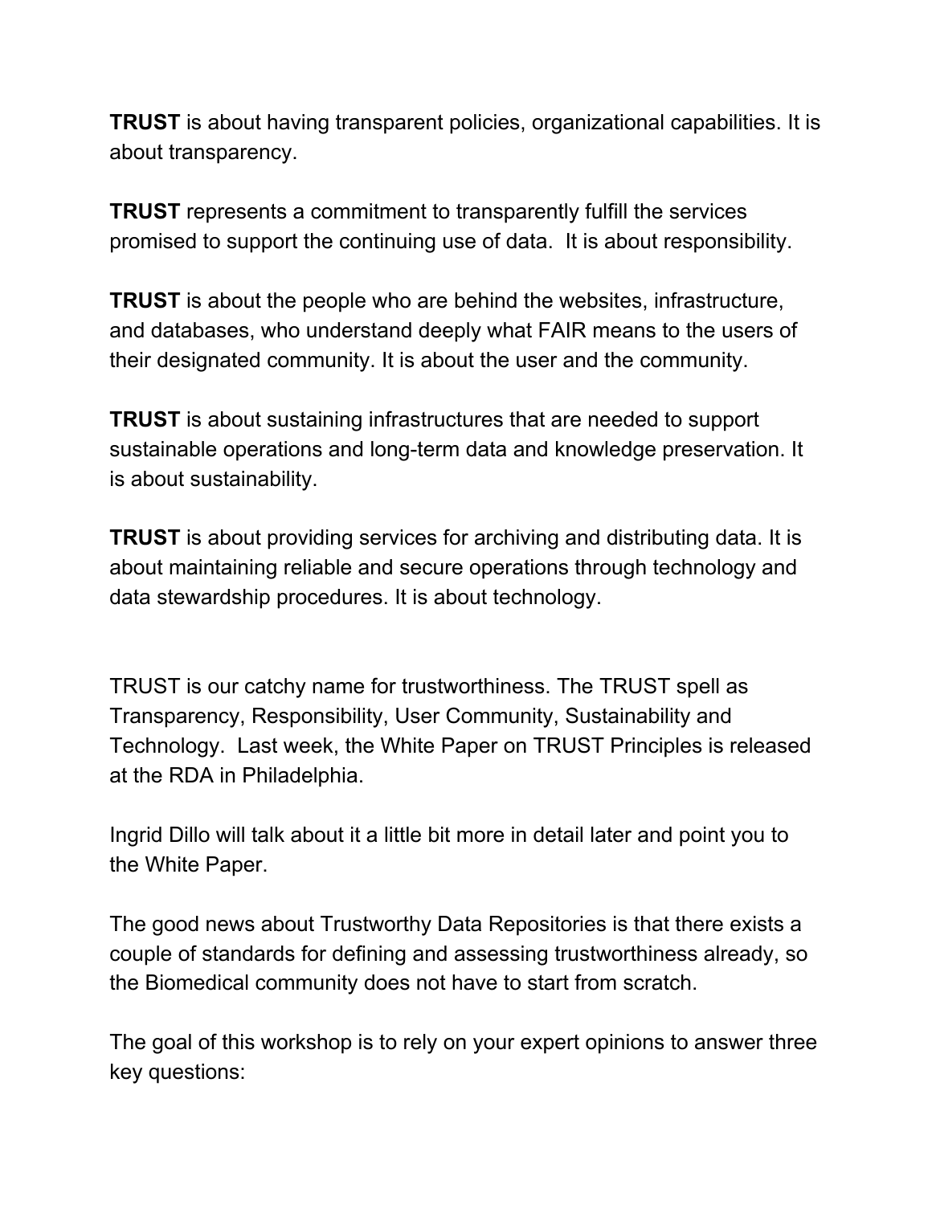**TRUST** is about having transparent policies, organizational capabilities. It is about transparency.

**TRUST** represents a commitment to transparently fulfill the services promised to support the continuing use of data.  It is about responsibility.

**TRUST** is about the people who are behind the websites, infrastructure, and databases, who understand deeply what FAIR means to the users of their designated community. It is about the user and the community.

**TRUST** is about sustaining infrastructures that are needed to support sustainable operations and long-term data and knowledge preservation. It is about sustainability.

**TRUST** is about providing services for archiving and distributing data. It is about maintaining reliable and secure operations through technology and data stewardship procedures. It is about technology.

TRUST is our catchy name for trustworthiness. The TRUST spell as Transparency, Responsibility, User Community, Sustainability and Technology.  Last week, the White Paper on TRUST Principles is released at the RDA in Philadelphia.

Ingrid Dillo will talk about it a little bit more in detail later and point you to the White Paper.

The good news about Trustworthy Data Repositories is that there exists a couple of standards for defining and assessing trustworthiness already, so the Biomedical community does not have to start from scratch.

The goal of this workshop is to rely on your expert opinions to answer three key questions: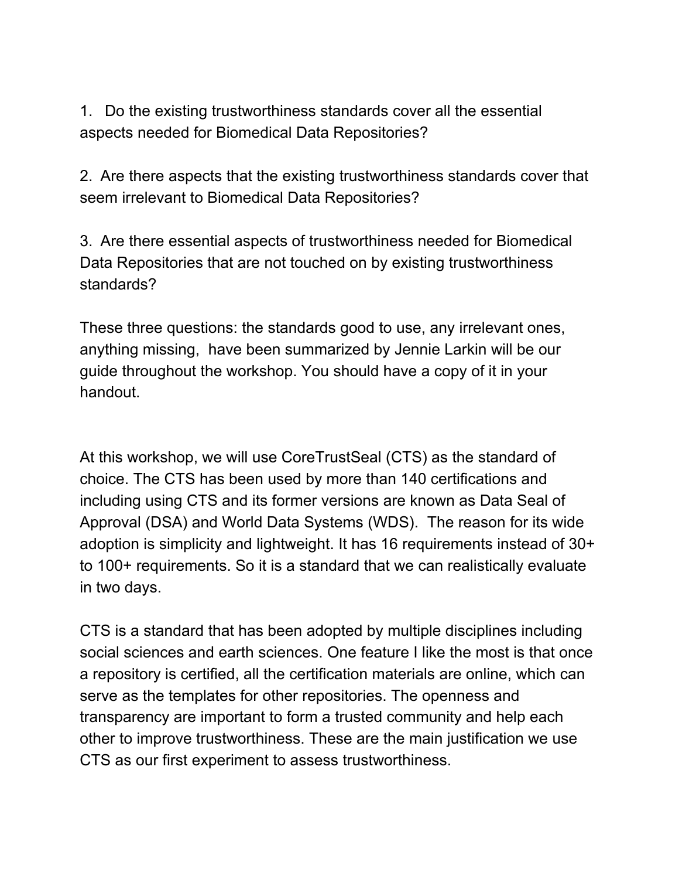1. Do the existing trustworthiness standards cover all the essential aspects needed for Biomedical Data Repositories?

2. Are there aspects that the existing trustworthiness standards cover that seem irrelevant to Biomedical Data Repositories?

3. Are there essential aspects of trustworthiness needed for Biomedical Data Repositories that are not touched on by existing trustworthiness standards?

These three questions: the standards good to use, any irrelevant ones, anything missing, have been summarized by Jennie Larkin will be our guide throughout the workshop. You should have a copy of it in your handout.

At this workshop, we will use CoreTrustSeal (CTS) as the standard of choice. The CTS has been used by more than 140 certifications and including using CTS and its former versions are known as Data Seal of Approval (DSA) and World Data Systems (WDS). The reason for its wide adoption is simplicity and lightweight. It has 16 requirements instead of 30+ to 100+ requirements. So it is a standard that we can realistically evaluate in two days.

CTS is a standard that has been adopted by multiple disciplines including social sciences and earth sciences. One feature I like the most is that once a repository is certified, all the certification materials are online, which can serve as the templates for other repositories. The openness and transparency are important to form a trusted community and help each other to improve trustworthiness. These are the main justification we use CTS as our first experiment to assess trustworthiness.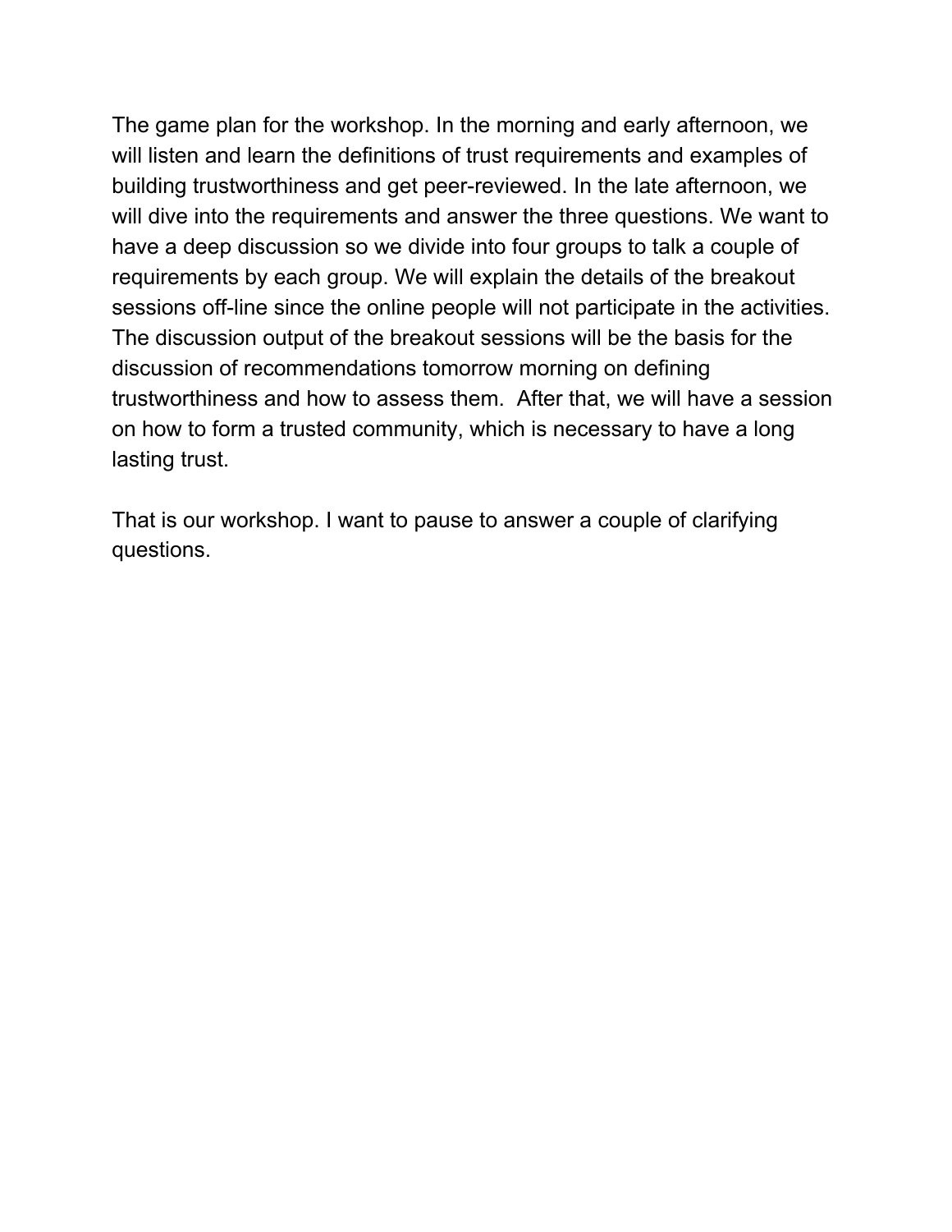The game plan for the workshop. In the morning and early afternoon, we will listen and learn the definitions of trust requirements and examples of building trustworthiness and get peer-reviewed. In the late afternoon, we will dive into the requirements and answer the three questions. We want to have a deep discussion so we divide into four groups to talk a couple of requirements by each group. We will explain the details of the breakout sessions off-line since the online people will not participate in the activities. The discussion output of the breakout sessions will be the basis for the discussion of recommendations tomorrow morning on defining trustworthiness and how to assess them.  After that, we will have a session on how to form a trusted community, which is necessary to have a long lasting trust.

That is our workshop. I want to pause to answer a couple of clarifying questions.